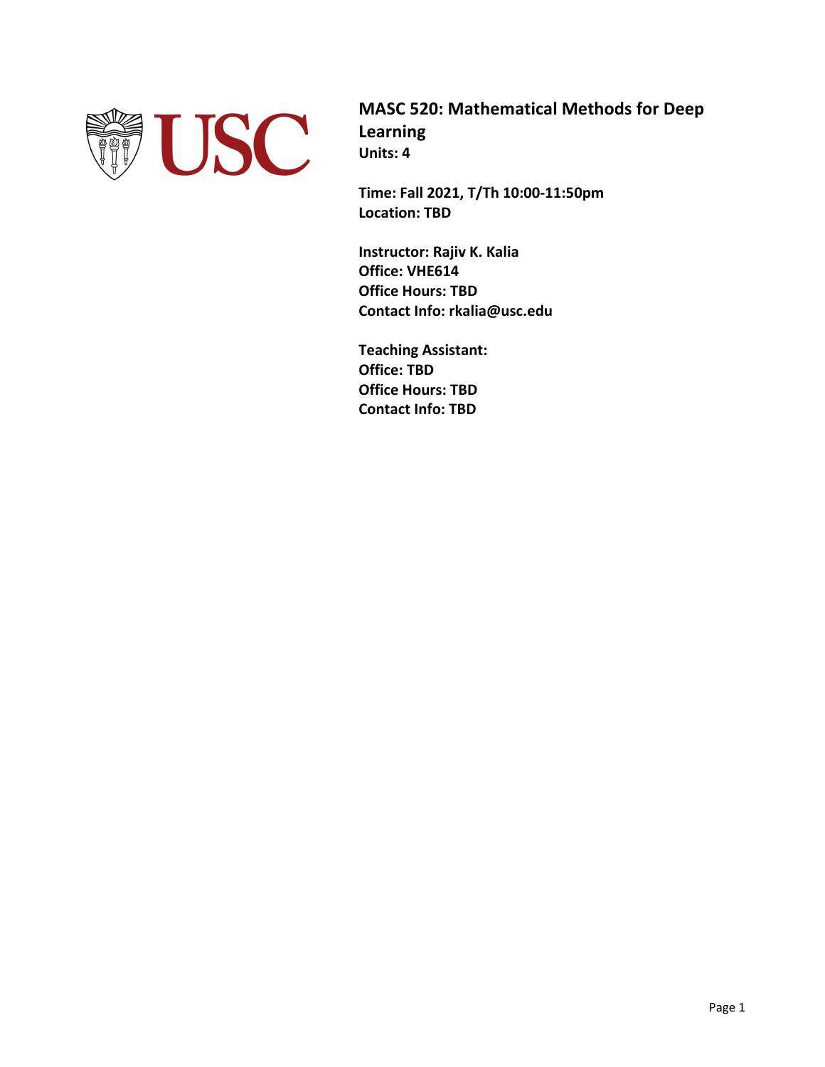# MASC 520: Mathematical Methods for Deep Learning

**Units: 4**

**Time: Fall 2021, T/Th 10:00-11:50pm**
**Location: TBD**

**Instructor: Rajiv K. Kalia**
**Office: VHE614**
**Office Hours: TBD**
**Contact Info: rkalia@usc.edu**

**Teaching Assistant:**
**Office: TBD**
**Office Hours: TBD**
**Contact Info: TBD**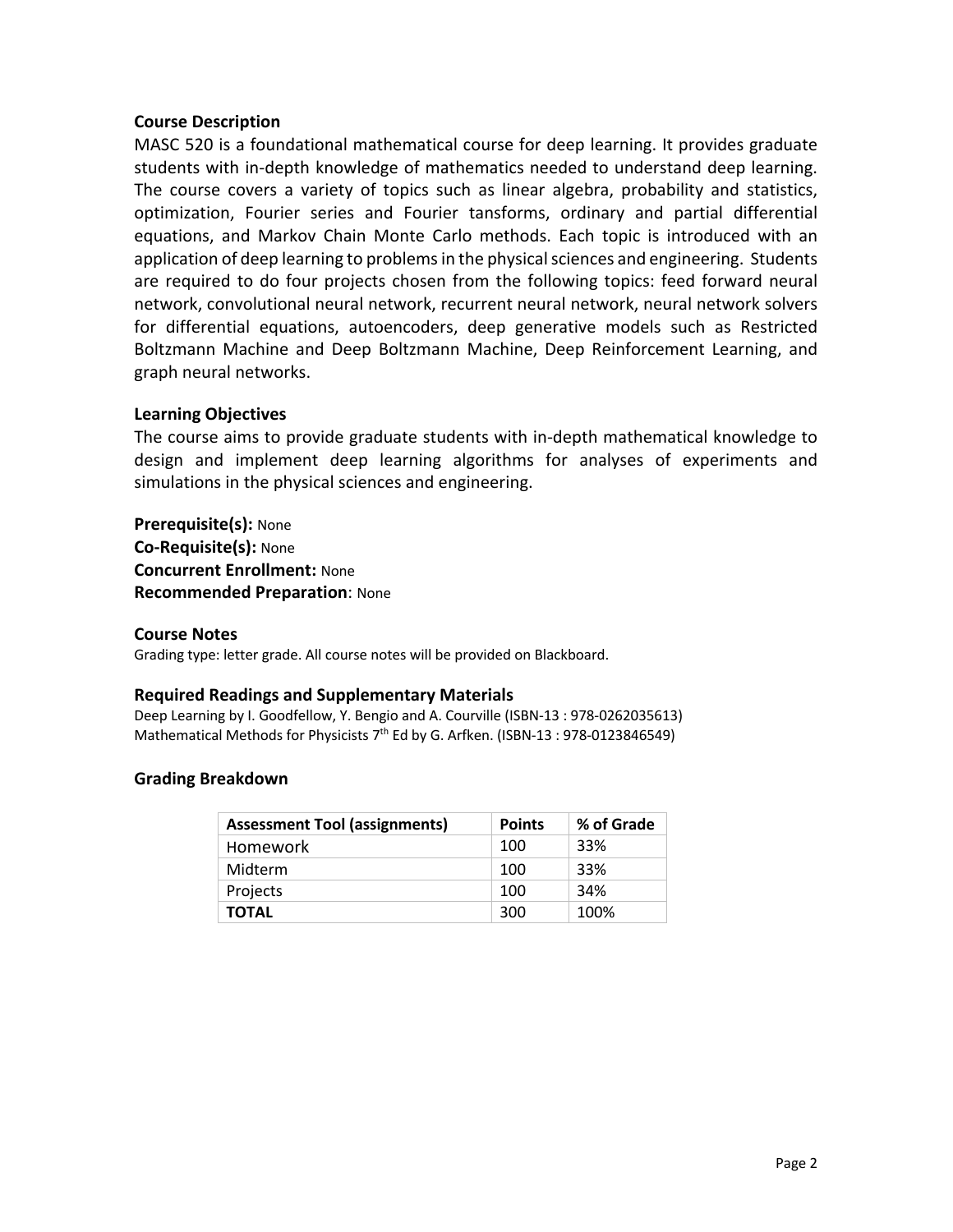### Course Description

MASC 520 is a foundational mathematical course for deep learning. It provides graduate students with in-depth knowledge of mathematics needed to understand deep learning. The course covers a variety of topics such as linear algebra, probability and statistics, optimization, Fourier series and Fourier tansforms, ordinary and partial differential equations, and Markov Chain Monte Carlo methods. Each topic is introduced with an application of deep learning to problems in the physical sciences and engineering. Students are required to do four projects chosen from the following topics: feed forward neural network, convolutional neural network, recurrent neural network, neural network solvers for differential equations, autoencoders, deep generative models such as Restricted Boltzmann Machine and Deep Boltzmann Machine, Deep Reinforcement Learning, and graph neural networks.

### Learning Objectives

The course aims to provide graduate students with in-depth mathematical knowledge to design and implement deep learning algorithms for analyses of experiments and simulations in the physical sciences and engineering.

**Prerequisite(s):** None
**Co-Requisite(s):** None
**Concurrent Enrollment:** None
**Recommended Preparation**: None

### Course Notes

Grading type: letter grade. All course notes will be provided on Blackboard.

### Required Readings and Supplementary Materials

Deep Learning by I. Goodfellow, Y. Bengio and A. Courville (ISBN-13 : 978-0262035613)
Mathematical Methods for Physicists 7th Ed by G. Arfken. (ISBN-13 : 978-0123846549)

### Grading Breakdown

| Assessment Tool (assignments) | Points | % of Grade |
| --- | --- | --- |
| Homework | 100 | 33% |
| Midterm | 100 | 33% |
| Projects | 100 | 34% |
| **TOTAL** | 300 | 100% |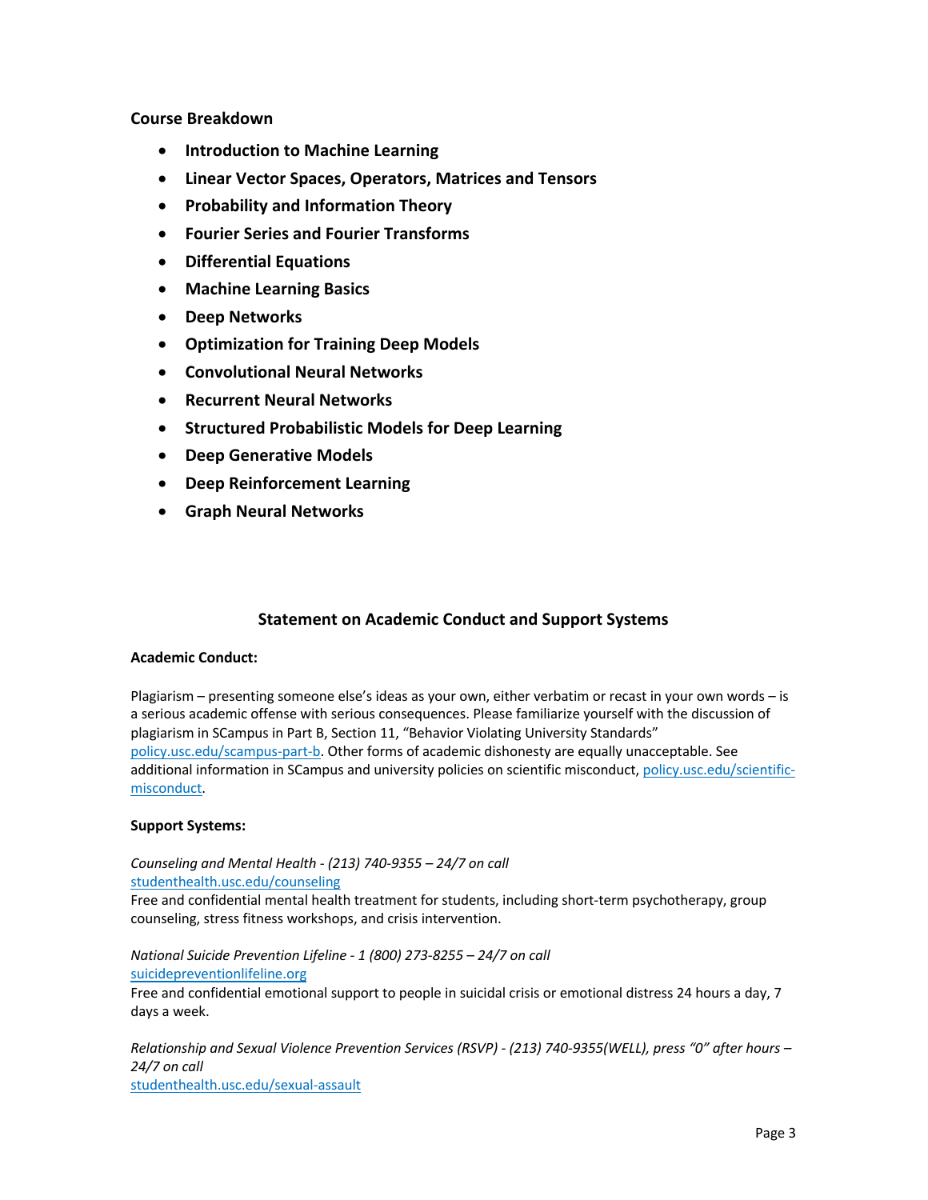**Course Breakdown**

- **Introduction to Machine Learning**
- **Linear Vector Spaces, Operators, Matrices and Tensors**
- **Probability and Information Theory**
- **Fourier Series and Fourier Transforms**
- **Differential Equations**
- **Machine Learning Basics**
- **Deep Networks**
- **Optimization for Training Deep Models**
- **Convolutional Neural Networks**
- **Recurrent Neural Networks**
- **Structured Probabilistic Models for Deep Learning**
- **Deep Generative Models**
- **Deep Reinforcement Learning**
- **Graph Neural Networks**

## Statement on Academic Conduct and Support Systems

**Academic Conduct:**

Plagiarism – presenting someone else's ideas as your own, either verbatim or recast in your own words – is a serious academic offense with serious consequences. Please familiarize yourself with the discussion of plagiarism in SCampus in Part B, Section 11, "Behavior Violating University Standards" [policy.usc.edu/scampus-part-b](policy.usc.edu/scampus-part-b). Other forms of academic dishonesty are equally unacceptable. See additional information in SCampus and university policies on scientific misconduct, [policy.usc.edu/scientific-misconduct](policy.usc.edu/scientific-misconduct).

**Support Systems:**

*Counseling and Mental Health - (213) 740-9355 – 24/7 on call*
[studenthealth.usc.edu/counseling](studenthealth.usc.edu/counseling)
Free and confidential mental health treatment for students, including short-term psychotherapy, group counseling, stress fitness workshops, and crisis intervention.

*National Suicide Prevention Lifeline - 1 (800) 273-8255 – 24/7 on call*
[suicidepreventionlifeline.org](suicidepreventionlifeline.org)
Free and confidential emotional support to people in suicidal crisis or emotional distress 24 hours a day, 7 days a week.

*Relationship and Sexual Violence Prevention Services (RSVP) - (213) 740-9355(WELL), press "0" after hours – 24/7 on call*
[studenthealth.usc.edu/sexual-assault](studenthealth.usc.edu/sexual-assault)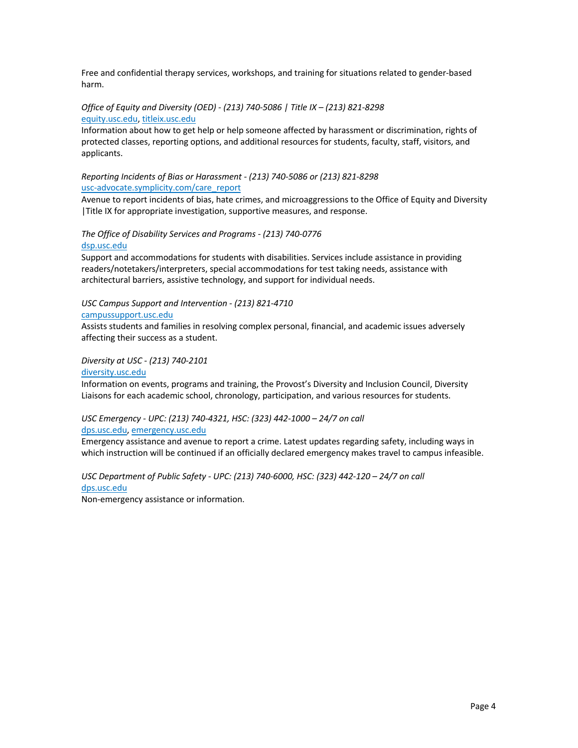Free and confidential therapy services, workshops, and training for situations related to gender-based harm.

*Office of Equity and Diversity (OED) - (213) 740-5086 | Title IX – (213) 821-8298*
equity.usc.edu, titleix.usc.edu
Information about how to get help or help someone affected by harassment or discrimination, rights of protected classes, reporting options, and additional resources for students, faculty, staff, visitors, and applicants.

*Reporting Incidents of Bias or Harassment - (213) 740-5086 or (213) 821-8298*
usc-advocate.symplicity.com/care_report
Avenue to report incidents of bias, hate crimes, and microaggressions to the Office of Equity and Diversity |Title IX for appropriate investigation, supportive measures, and response.

*The Office of Disability Services and Programs - (213) 740-0776*
dsp.usc.edu
Support and accommodations for students with disabilities. Services include assistance in providing readers/notetakers/interpreters, special accommodations for test taking needs, assistance with architectural barriers, assistive technology, and support for individual needs.

*USC Campus Support and Intervention - (213) 821-4710*
campussupport.usc.edu
Assists students and families in resolving complex personal, financial, and academic issues adversely affecting their success as a student.

*Diversity at USC - (213) 740-2101*
diversity.usc.edu
Information on events, programs and training, the Provost's Diversity and Inclusion Council, Diversity Liaisons for each academic school, chronology, participation, and various resources for students.

*USC Emergency - UPC: (213) 740-4321, HSC: (323) 442-1000 – 24/7 on call*
dps.usc.edu, emergency.usc.edu
Emergency assistance and avenue to report a crime. Latest updates regarding safety, including ways in which instruction will be continued if an officially declared emergency makes travel to campus infeasible.

*USC Department of Public Safety - UPC: (213) 740-6000, HSC: (323) 442-120 – 24/7 on call*
dps.usc.edu
Non-emergency assistance or information.